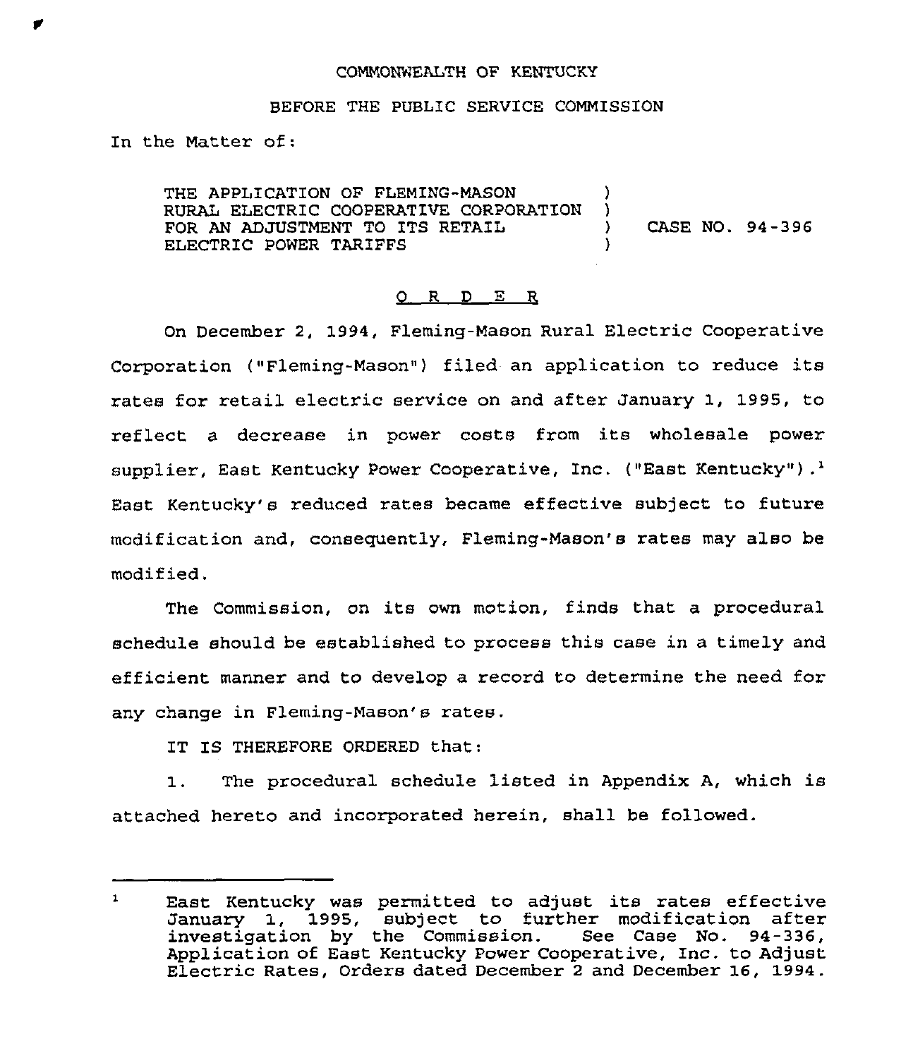COMMONWEALTH OF KENTUCKY

BEFORE THE PUBLIC SERVICE COMMISSION

In the Matter of:

THE APPLICATION OF FLEMING-MASON RURAL ELECTRIC COOPERATIVE CORPORATION FOR AN ADJUSTMENT TO ITS RETAIL ELECTRIC POWER TARIFFS ) CASE NO. 94-396

O R D E R

On December 2, 1994, Fleming-Mason Rural Electric Cooperative Corporation ("Fleming-Mason") filed an application to reduce its rates for retail electric service on and after January 1, 1995, to reflect a decrease in power costs from its wholesale power supplier, East Kentucky Power Cooperative, Inc. ("East Kentucky").[1] East Kentucky's reduced rates became effective subject to future modification and, consequently, Fleming-Mason's rates may also be modified.

The Commission, on its own motion, finds that a procedural schedule should be established to process this case in a timely and efficient manner and to develop a record to determine the need for any change in Fleming-Mason's rates.

IT IS THEREFORE ORDERED that:

1. The procedural schedule listed in Appendix A, which is attached hereto and incorporated herein, shall be followed.

---

[1] East Kentucky was permitted to adjust its rates effective January 1, 1995, subject to further modification after investigation by the Commission. See Case No. 94-336, Application of East Kentucky Power Cooperative, Inc. to Adjust Electric Rates, Orders dated December 2 and December 16, 1994.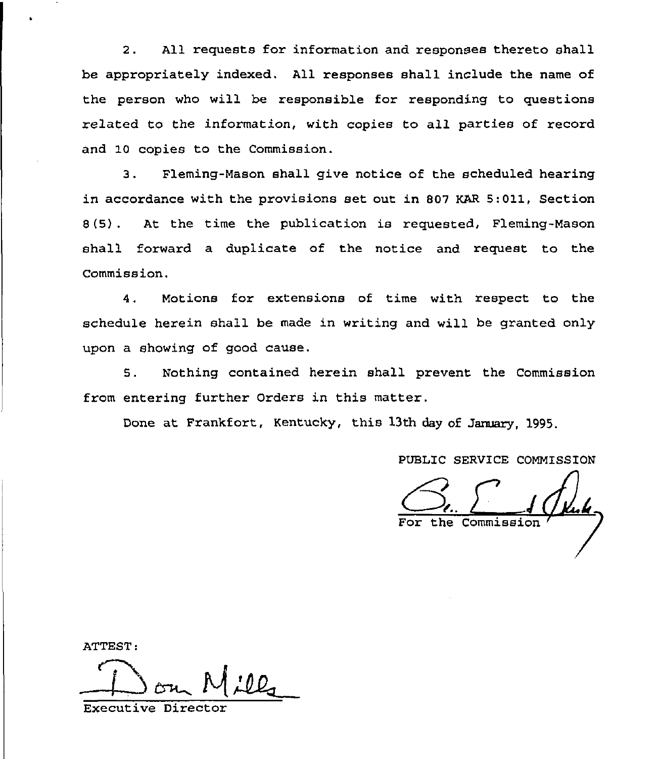2. All requests for information and responses thereto shall be appropriately indexed. All responses shall include the name of the person who will be responsible for responding to questions related to the information, with copies to all parties of record and 10 copies to the Commission.

3. Fleming-Mason shall give notice of the scheduled hearing in accordance with the provisions set out in 807 KAR 5:011, Section 8(5). At the time the publication is requested, Fleming-Mason shall forward a duplicate of the notice and request to the Commission.

4. Motions for extensions of time with respect to the schedule herein shall be made in writing and will be granted only upon a showing of good cause.

5. Nothing contained herein shall prevent the Commission from entering further Orders in this matter.

Done at Frankfort, Kentucky, this 13th day of January, 1995.

PUBLIC SERVICE COMMISSION

For the Commission

ATTEST:

Executive Director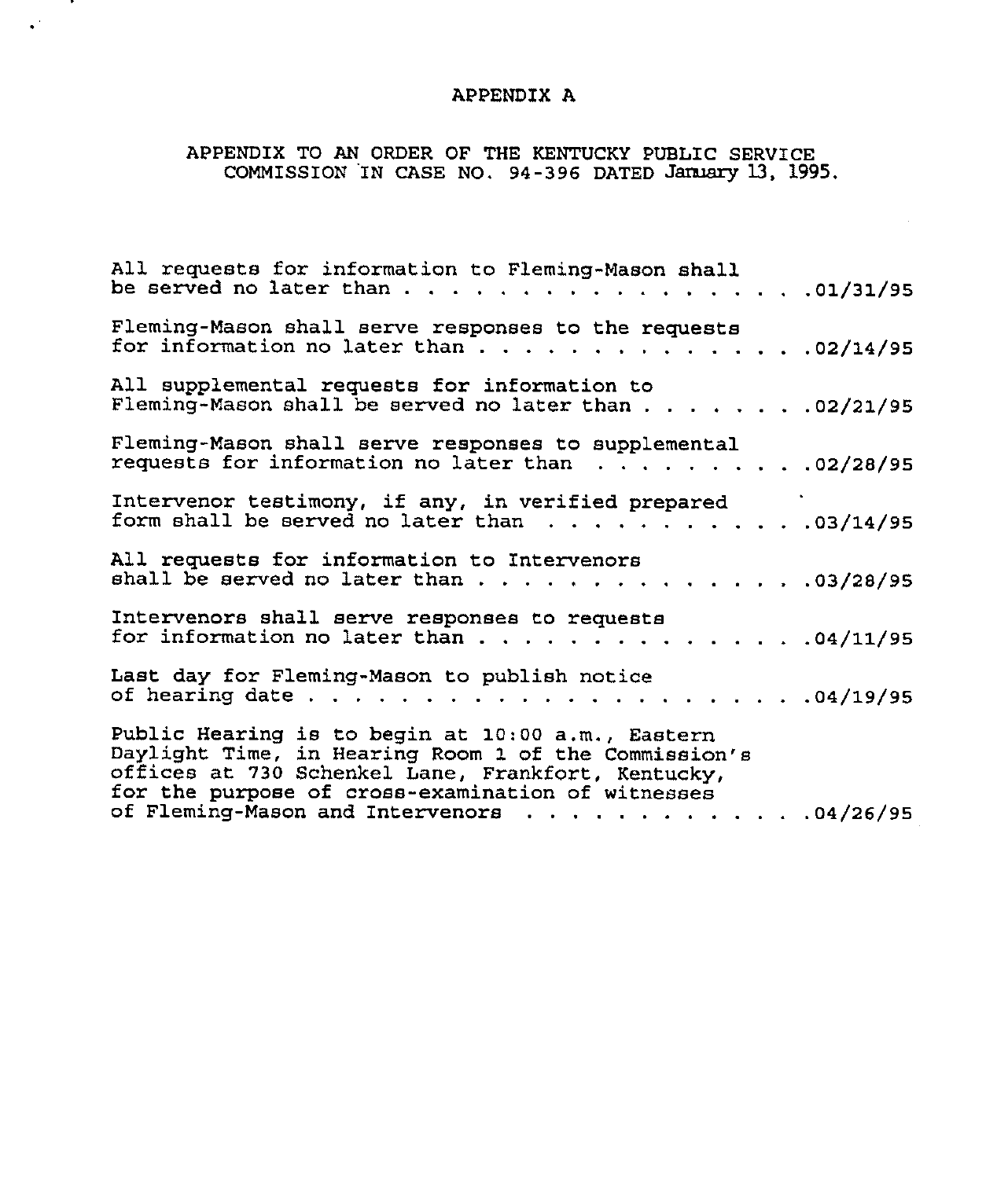# APPENDIX A

APPENDIX TO AN ORDER OF THE KENTUCKY PUBLIC SERVICE COMMISSION IN CASE NO. 94-396 DATED January 13, 1995.

| | |
|---|---|
| All requests for information to Fleming-Mason shall be served no later than | 01/31/95 |
| Fleming-Mason shall serve responses to the requests for information no later than | 02/14/95 |
| All supplemental requests for information to Fleming-Mason shall be served no later than | 02/21/95 |
| Fleming-Mason shall serve responses to supplemental requests for information no later than | 02/28/95 |
| Intervenor testimony, if any, in verified prepared form shall be served no later than | 03/14/95 |
| All requests for information to Intervenors shall be served no later than | 03/28/95 |
| Intervenors shall serve responses to requests for information no later than | 04/11/95 |
| Last day for Fleming-Mason to publish notice of hearing date | 04/19/95 |
| Public Hearing is to begin at 10:00 a.m., Eastern Daylight Time, in Hearing Room 1 of the Commission's offices at 730 Schenkel Lane, Frankfort, Kentucky, for the purpose of cross-examination of witnesses of Fleming-Mason and Intervenors | 04/26/95 |